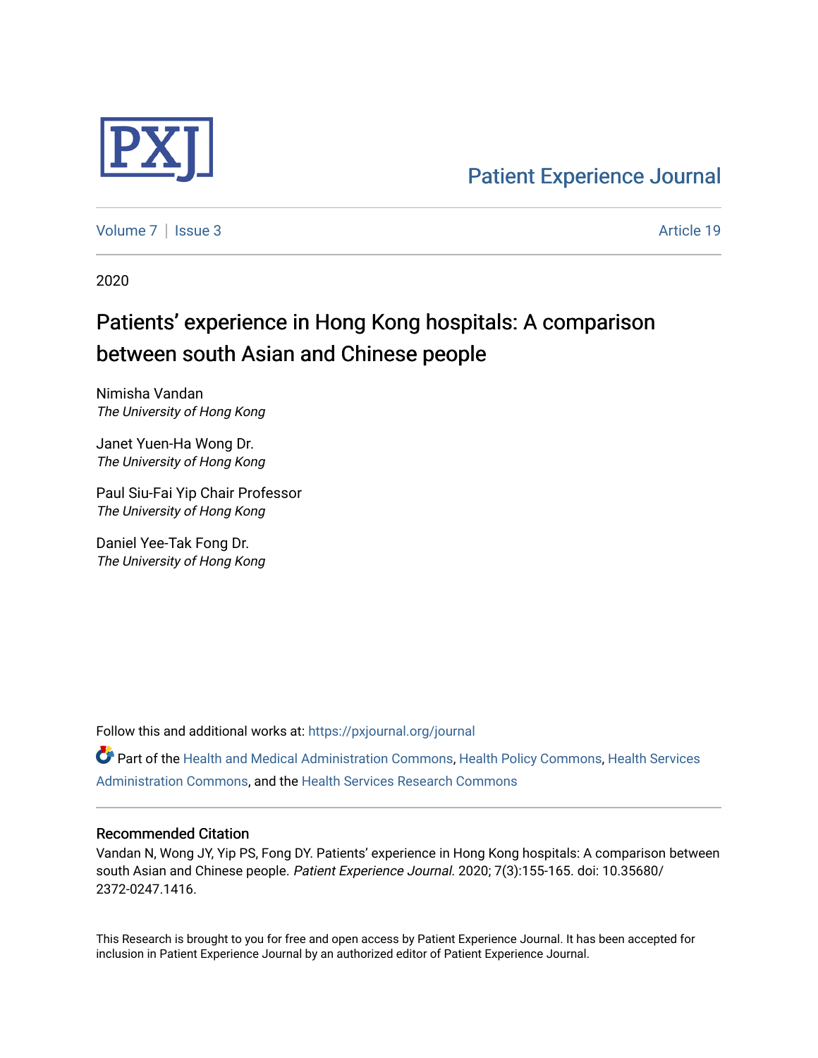# Patient Experience Journal

Volume 7 | Issue 3 Article 19

2020

# Patients' experience in Hong Kong hospitals: A comparison between south Asian and Chinese people

Nimisha Vandan
*The University of Hong Kong*

Janet Yuen-Ha Wong Dr.
*The University of Hong Kong*

Paul Siu-Fai Yip Chair Professor
*The University of Hong Kong*

Daniel Yee-Tak Fong Dr.
*The University of Hong Kong*

Follow this and additional works at: https://pxjournal.org/journal

Part of the Health and Medical Administration Commons, Health Policy Commons, Health Services Administration Commons, and the Health Services Research Commons

## Recommended Citation

Vandan N, Wong JY, Yip PS, Fong DY. Patients' experience in Hong Kong hospitals: A comparison between south Asian and Chinese people. *Patient Experience Journal*. 2020; 7(3):155-165. doi: 10.35680/2372-0247.1416.

This Research is brought to you for free and open access by Patient Experience Journal. It has been accepted for inclusion in Patient Experience Journal by an authorized editor of Patient Experience Journal.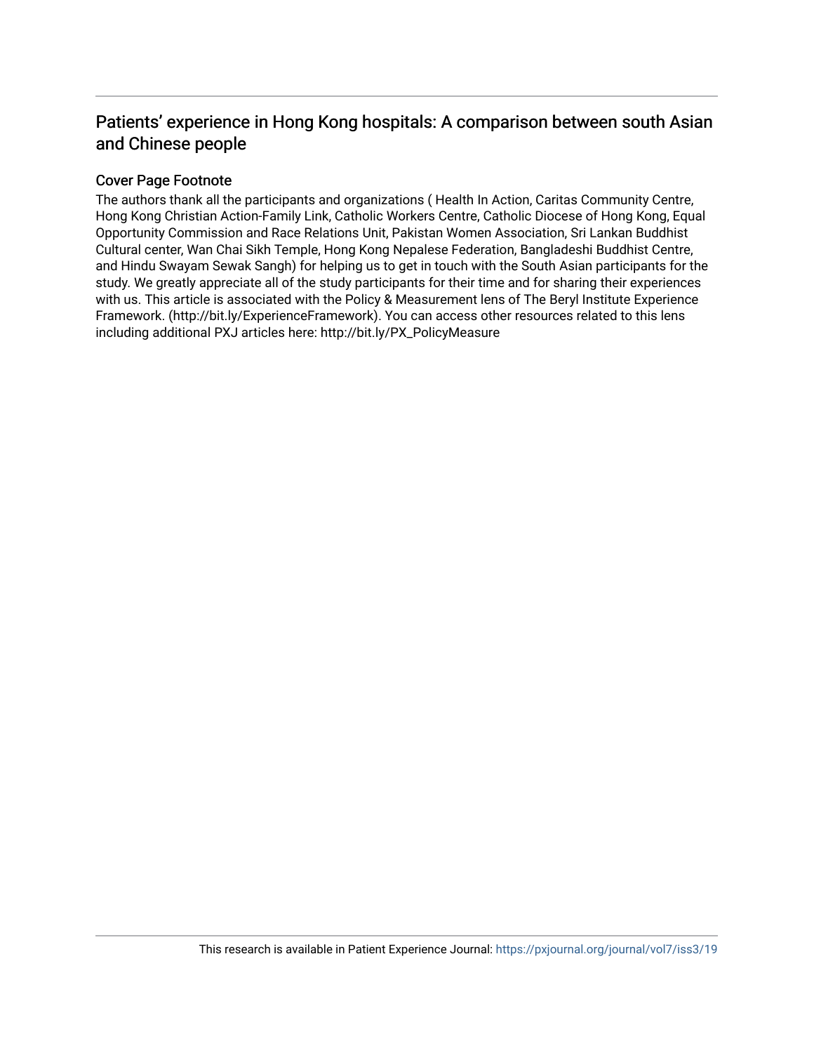## Patients' experience in Hong Kong hospitals: A comparison between south Asian and Chinese people

### Cover Page Footnote

The authors thank all the participants and organizations ( Health In Action, Caritas Community Centre, Hong Kong Christian Action-Family Link, Catholic Workers Centre, Catholic Diocese of Hong Kong, Equal Opportunity Commission and Race Relations Unit, Pakistan Women Association, Sri Lankan Buddhist Cultural center, Wan Chai Sikh Temple, Hong Kong Nepalese Federation, Bangladeshi Buddhist Centre, and Hindu Swayam Sewak Sangh) for helping us to get in touch with the South Asian participants for the study. We greatly appreciate all of the study participants for their time and for sharing their experiences with us. This article is associated with the Policy & Measurement lens of The Beryl Institute Experience Framework. (http://bit.ly/ExperienceFramework). You can access other resources related to this lens including additional PXJ articles here: http://bit.ly/PX_PolicyMeasure

This research is available in Patient Experience Journal: https://pxjournal.org/journal/vol7/iss3/19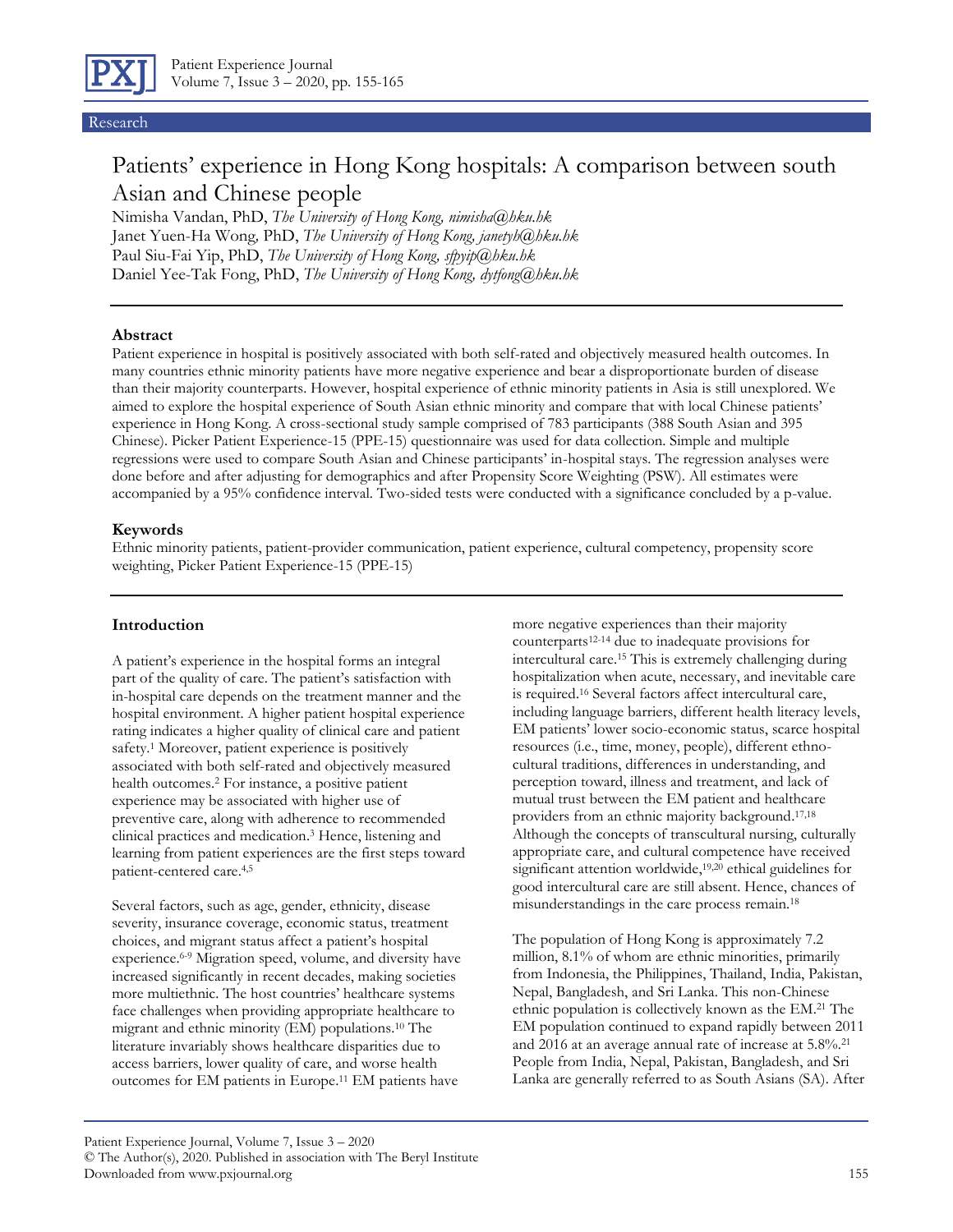Research

# Patients' experience in Hong Kong hospitals: A comparison between south Asian and Chinese people

Nimisha Vandan, PhD, *The University of Hong Kong, nimisha@hku.hk*
Janet Yuen-Ha Wong, PhD, *The University of Hong Kong, janetyh@hku.hk*
Paul Siu-Fai Yip, PhD, *The University of Hong Kong, sfpyip@hku.hk*
Daniel Yee-Tak Fong, PhD, *The University of Hong Kong, dytfong@hku.hk*

### Abstract

Patient experience in hospital is positively associated with both self-rated and objectively measured health outcomes. In many countries ethnic minority patients have more negative experience and bear a disproportionate burden of disease than their majority counterparts. However, hospital experience of ethnic minority patients in Asia is still unexplored. We aimed to explore the hospital experience of South Asian ethnic minority and compare that with local Chinese patients' experience in Hong Kong. A cross-sectional study sample comprised of 783 participants (388 South Asian and 395 Chinese). Picker Patient Experience-15 (PPE-15) questionnaire was used for data collection. Simple and multiple regressions were used to compare South Asian and Chinese participants' in-hospital stays. The regression analyses were done before and after adjusting for demographics and after Propensity Score Weighting (PSW). All estimates were accompanied by a 95% confidence interval. Two-sided tests were conducted with a significance concluded by a p-value.

### Keywords

Ethnic minority patients, patient-provider communication, patient experience, cultural competency, propensity score weighting, Picker Patient Experience-15 (PPE-15)

## Introduction

A patient's experience in the hospital forms an integral part of the quality of care. The patient's satisfaction with in-hospital care depends on the treatment manner and the hospital environment. A higher patient hospital experience rating indicates a higher quality of clinical care and patient safety.[1] Moreover, patient experience is positively associated with both self-rated and objectively measured health outcomes.[2] For instance, a positive patient experience may be associated with higher use of preventive care, along with adherence to recommended clinical practices and medication.[3] Hence, listening and learning from patient experiences are the first steps toward patient-centered care.[4,5]

Several factors, such as age, gender, ethnicity, disease severity, insurance coverage, economic status, treatment choices, and migrant status affect a patient's hospital experience.[6-9] Migration speed, volume, and diversity have increased significantly in recent decades, making societies more multiethnic. The host countries' healthcare systems face challenges when providing appropriate healthcare to migrant and ethnic minority (EM) populations.[10] The literature invariably shows healthcare disparities due to access barriers, lower quality of care, and worse health outcomes for EM patients in Europe.[11] EM patients have more negative experiences than their majority counterparts[12-14] due to inadequate provisions for intercultural care.[15] This is extremely challenging during hospitalization when acute, necessary, and inevitable care is required.[16] Several factors affect intercultural care, including language barriers, different health literacy levels, EM patients' lower socio-economic status, scarce hospital resources (i.e., time, money, people), different ethno-cultural traditions, differences in understanding, and perception toward, illness and treatment, and lack of mutual trust between the EM patient and healthcare providers from an ethnic majority background.[17,18] Although the concepts of transcultural nursing, culturally appropriate care, and cultural competence have received significant attention worldwide,[19,20] ethical guidelines for good intercultural care are still absent. Hence, chances of misunderstandings in the care process remain.[18]

The population of Hong Kong is approximately 7.2 million, 8.1% of whom are ethnic minorities, primarily from Indonesia, the Philippines, Thailand, India, Pakistan, Nepal, Bangladesh, and Sri Lanka. This non-Chinese ethnic population is collectively known as the EM.[21] The EM population continued to expand rapidly between 2011 and 2016 at an average annual rate of increase at 5.8%.[21] People from India, Nepal, Pakistan, Bangladesh, and Sri Lanka are generally referred to as South Asians (SA). After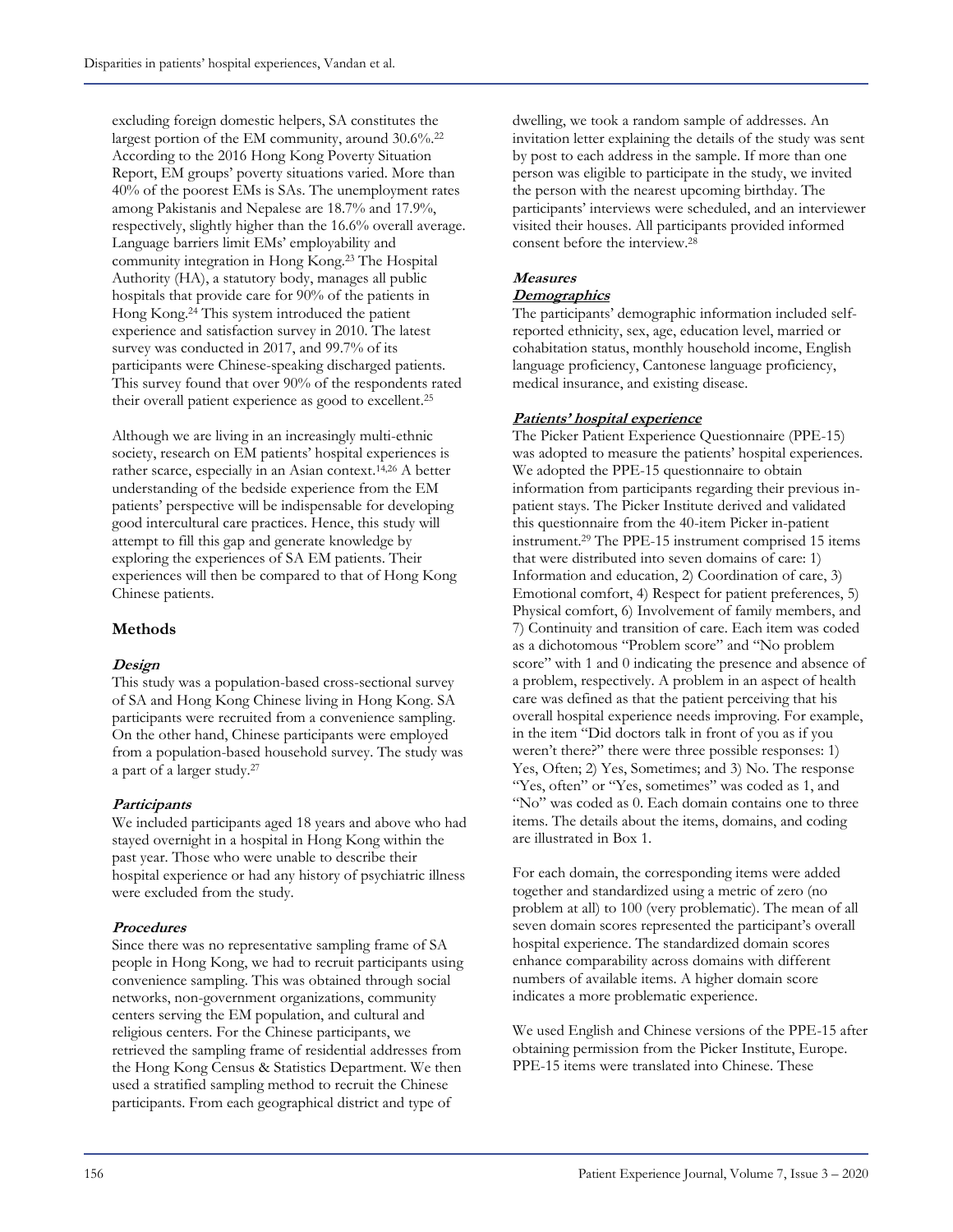excluding foreign domestic helpers, SA constitutes the largest portion of the EM community, around 30.6%.[22] According to the 2016 Hong Kong Poverty Situation Report, EM groups' poverty situations varied. More than 40% of the poorest EMs is SAs. The unemployment rates among Pakistanis and Nepalese are 18.7% and 17.9%, respectively, slightly higher than the 16.6% overall average. Language barriers limit EMs' employability and community integration in Hong Kong.[23] The Hospital Authority (HA), a statutory body, manages all public hospitals that provide care for 90% of the patients in Hong Kong.[24] This system introduced the patient experience and satisfaction survey in 2010. The latest survey was conducted in 2017, and 99.7% of its participants were Chinese-speaking discharged patients. This survey found that over 90% of the respondents rated their overall patient experience as good to excellent.[25]

Although we are living in an increasingly multi-ethnic society, research on EM patients' hospital experiences is rather scarce, especially in an Asian context.[14,26] A better understanding of the bedside experience from the EM patients' perspective will be indispensable for developing good intercultural care practices. Hence, this study will attempt to fill this gap and generate knowledge by exploring the experiences of SA EM patients. Their experiences will then be compared to that of Hong Kong Chinese patients.

## Methods

### *Design*

This study was a population-based cross-sectional survey of SA and Hong Kong Chinese living in Hong Kong. SA participants were recruited from a convenience sampling. On the other hand, Chinese participants were employed from a population-based household survey. The study was a part of a larger study.[27]

### *Participants*

We included participants aged 18 years and above who had stayed overnight in a hospital in Hong Kong within the past year. Those who were unable to describe their hospital experience or had any history of psychiatric illness were excluded from the study.

### *Procedures*

Since there was no representative sampling frame of SA people in Hong Kong, we had to recruit participants using convenience sampling. This was obtained through social networks, non-government organizations, community centers serving the EM population, and cultural and religious centers. For the Chinese participants, we retrieved the sampling frame of residential addresses from the Hong Kong Census & Statistics Department. We then used a stratified sampling method to recruit the Chinese participants. From each geographical district and type of dwelling, we took a random sample of addresses. An invitation letter explaining the details of the study was sent by post to each address in the sample. If more than one person was eligible to participate in the study, we invited the person with the nearest upcoming birthday. The participants' interviews were scheduled, and an interviewer visited their houses. All participants provided informed consent before the interview.[28]

### *Measures*

#### *Demographics*

The participants' demographic information included self-reported ethnicity, sex, age, education level, married or cohabitation status, monthly household income, English language proficiency, Cantonese language proficiency, medical insurance, and existing disease.

#### *Patients' hospital experience*

The Picker Patient Experience Questionnaire (PPE-15) was adopted to measure the patients' hospital experiences. We adopted the PPE-15 questionnaire to obtain information from participants regarding their previous in-patient stays. The Picker Institute derived and validated this questionnaire from the 40-item Picker in-patient instrument.[29] The PPE-15 instrument comprised 15 items that were distributed into seven domains of care: 1) Information and education, 2) Coordination of care, 3) Emotional comfort, 4) Respect for patient preferences, 5) Physical comfort, 6) Involvement of family members, and 7) Continuity and transition of care. Each item was coded as a dichotomous "Problem score" and "No problem score" with 1 and 0 indicating the presence and absence of a problem, respectively. A problem in an aspect of health care was defined as that the patient perceiving that his overall hospital experience needs improving. For example, in the item "Did doctors talk in front of you as if you weren't there?" there were three possible responses: 1) Yes, Often; 2) Yes, Sometimes; and 3) No. The response "Yes, often" or "Yes, sometimes" was coded as 1, and "No" was coded as 0. Each domain contains one to three items. The details about the items, domains, and coding are illustrated in Box 1.

For each domain, the corresponding items were added together and standardized using a metric of zero (no problem at all) to 100 (very problematic). The mean of all seven domain scores represented the participant's overall hospital experience. The standardized domain scores enhance comparability across domains with different numbers of available items. A higher domain score indicates a more problematic experience.

We used English and Chinese versions of the PPE-15 after obtaining permission from the Picker Institute, Europe. PPE-15 items were translated into Chinese. These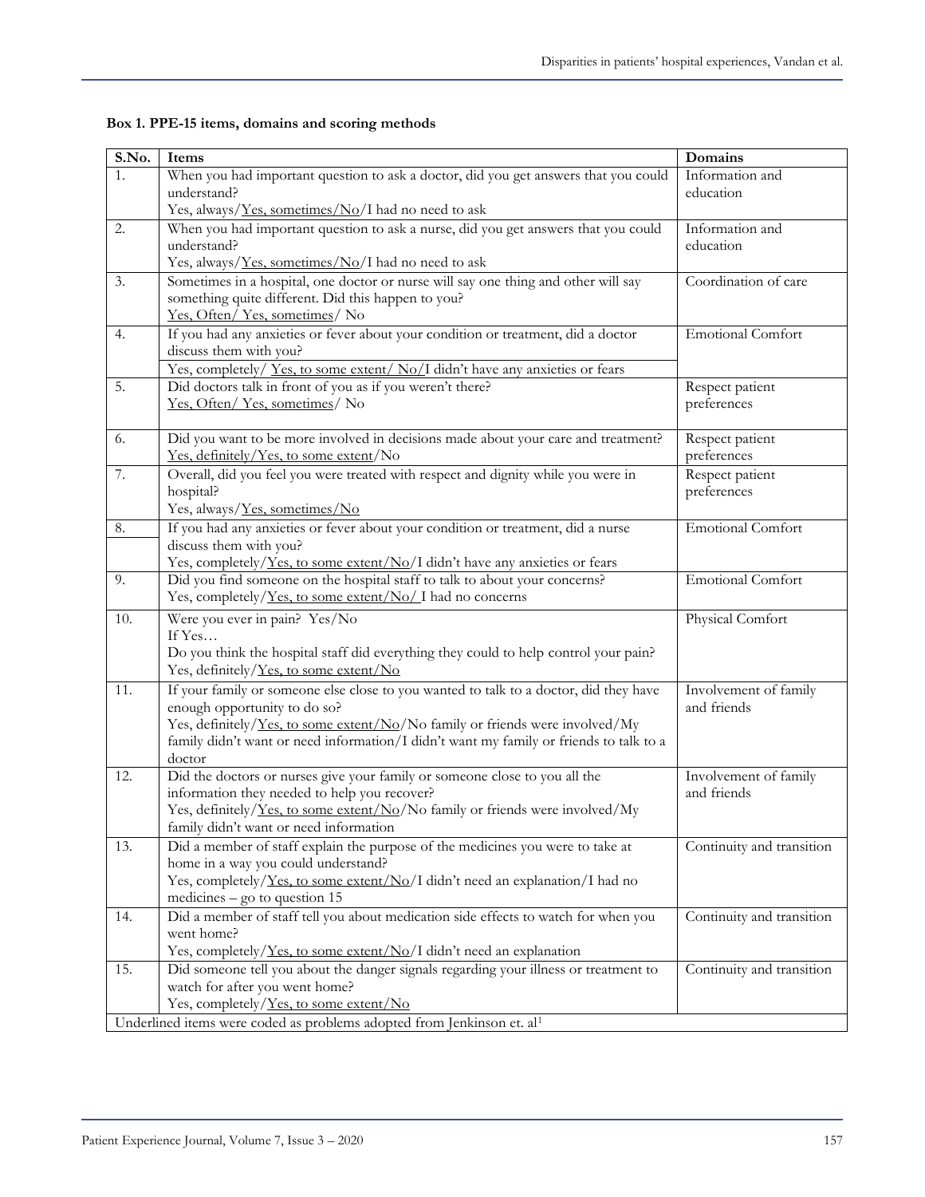**Box 1. PPE-15 items, domains and scoring methods**

| S.No. | Items | Domains |
|---|---|---|
| 1. | When you had important question to ask a doctor, did you get answers that you could understand?<br>Yes, always/<u>Yes, sometimes/No</u>/I had no need to ask | Information and education |
| 2. | When you had important question to ask a nurse, did you get answers that you could understand?<br>Yes, always/<u>Yes, sometimes/No</u>/I had no need to ask | Information and education |
| 3. | Sometimes in a hospital, one doctor or nurse will say one thing and other will say something quite different. Did this happen to you?<br><u>Yes, Often/ Yes, sometimes</u>/ No | Coordination of care |
| 4. | If you had any anxieties or fever about your condition or treatment, did a doctor discuss them with you?<br>Yes, completely/ <u>Yes, to some extent/ No</u>/I didn't have any anxieties or fears | Emotional Comfort |
| 5. | Did doctors talk in front of you as if you weren't there?<br><u>Yes, Often/ Yes, sometimes</u>/ No | Respect patient preferences |
| 6. | Did you want to be more involved in decisions made about your care and treatment?<br><u>Yes, definitely/Yes, to some extent</u>/No | Respect patient preferences |
| 7. | Overall, did you feel you were treated with respect and dignity while you were in hospital?<br>Yes, always/<u>Yes, sometimes/No</u> | Respect patient preferences |
| 8. | If you had any anxieties or fever about your condition or treatment, did a nurse discuss them with you?<br>Yes, completely/<u>Yes, to some extent/No</u>/I didn't have any anxieties or fears | Emotional Comfort |
| 9. | Did you find someone on the hospital staff to talk to about your concerns?<br>Yes, completely/<u>Yes, to some extent/No/</u> I had no concerns | Emotional Comfort |
| 10. | Were you ever in pain? Yes/No<br>If Yes…<br>Do you think the hospital staff did everything they could to help control your pain?<br>Yes, definitely/<u>Yes, to some extent/No</u> | Physical Comfort |
| 11. | If your family or someone else close to you wanted to talk to a doctor, did they have enough opportunity to do so?<br>Yes, definitely/<u>Yes, to some extent/No</u>/No family or friends were involved/My family didn't want or need information/I didn't want my family or friends to talk to a doctor | Involvement of family and friends |
| 12. | Did the doctors or nurses give your family or someone close to you all the information they needed to help you recover?<br>Yes, definitely/<u>Yes, to some extent/No</u>/No family or friends were involved/My family didn't want or need information | Involvement of family and friends |
| 13. | Did a member of staff explain the purpose of the medicines you were to take at home in a way you could understand?<br>Yes, completely/<u>Yes, to some extent/No</u>/I didn't need an explanation/I had no medicines – go to question 15 | Continuity and transition |
| 14. | Did a member of staff tell you about medication side effects to watch for when you went home?<br>Yes, completely/<u>Yes, to some extent/No</u>/I didn't need an explanation | Continuity and transition |
| 15. | Did someone tell you about the danger signals regarding your illness or treatment to watch for after you went home?<br>Yes, completely/<u>Yes, to some extent/No</u> | Continuity and transition |

Underlined items were coded as problems adopted from Jenkinson et. al[1]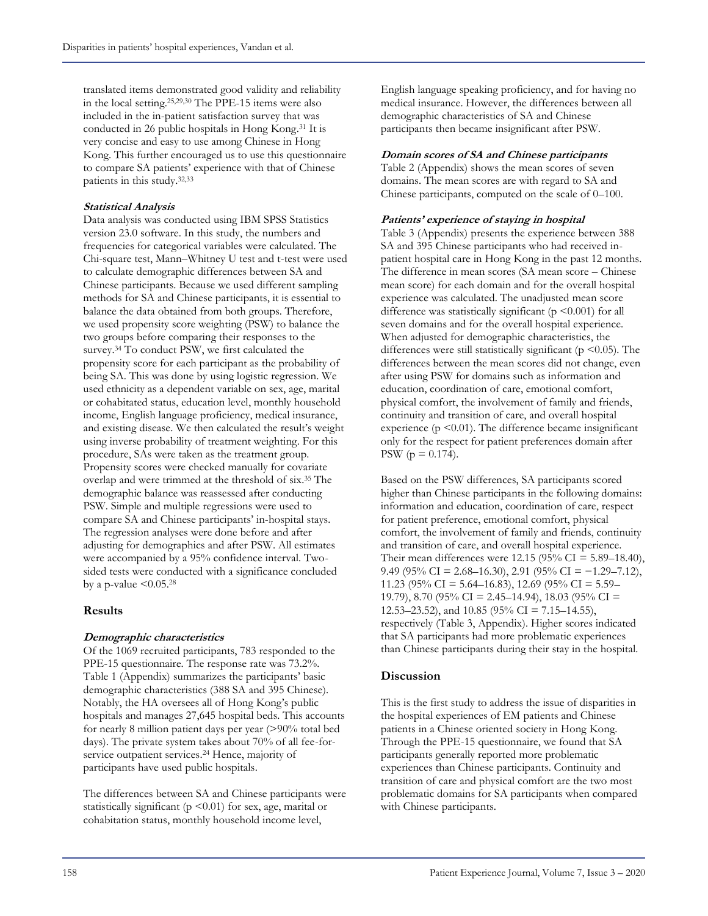translated items demonstrated good validity and reliability in the local setting.[25,29,30] The PPE-15 items were also included in the in-patient satisfaction survey that was conducted in 26 public hospitals in Hong Kong.[31] It is very concise and easy to use among Chinese in Hong Kong. This further encouraged us to use this questionnaire to compare SA patients' experience with that of Chinese patients in this study.[32,33]

***Statistical Analysis***

Data analysis was conducted using IBM SPSS Statistics version 23.0 software. In this study, the numbers and frequencies for categorical variables were calculated. The Chi-square test, Mann–Whitney U test and t-test were used to calculate demographic differences between SA and Chinese participants. Because we used different sampling methods for SA and Chinese participants, it is essential to balance the data obtained from both groups. Therefore, we used propensity score weighting (PSW) to balance the two groups before comparing their responses to the survey.[34] To conduct PSW, we first calculated the propensity score for each participant as the probability of being SA. This was done by using logistic regression. We used ethnicity as a dependent variable on sex, age, marital or cohabitated status, education level, monthly household income, English language proficiency, medical insurance, and existing disease. We then calculated the result's weight using inverse probability of treatment weighting. For this procedure, SAs were taken as the treatment group. Propensity scores were checked manually for covariate overlap and were trimmed at the threshold of six.[35] The demographic balance was reassessed after conducting PSW. Simple and multiple regressions were used to compare SA and Chinese participants' in-hospital stays. The regression analyses were done before and after adjusting for demographics and after PSW. All estimates were accompanied by a 95% confidence interval. Two-sided tests were conducted with a significance concluded by a p-value $<0.05$.[28]

## Results

***Demographic characteristics***

Of the 1069 recruited participants, 783 responded to the PPE-15 questionnaire. The response rate was 73.2%. Table 1 (Appendix) summarizes the participants' basic demographic characteristics (388 SA and 395 Chinese). Notably, the HA oversees all of Hong Kong's public hospitals and manages 27,645 hospital beds. This accounts for nearly 8 million patient days per year (>90% total bed days). The private system takes about 70% of all fee-for-service outpatient services.[24] Hence, majority of participants have used public hospitals.

The differences between SA and Chinese participants were statistically significant ($p < 0.01$) for sex, age, marital or cohabitation status, monthly household income level, English language speaking proficiency, and for having no medical insurance. However, the differences between all demographic characteristics of SA and Chinese participants then became insignificant after PSW.

***Domain scores of SA and Chinese participants***

Table 2 (Appendix) shows the mean scores of seven domains. The mean scores are with regard to SA and Chinese participants, computed on the scale of 0–100.

***Patients' experience of staying in hospital***

Table 3 (Appendix) presents the experience between 388 SA and 395 Chinese participants who had received in-patient hospital care in Hong Kong in the past 12 months. The difference in mean scores (SA mean score – Chinese mean score) for each domain and for the overall hospital experience was calculated. The unadjusted mean score difference was statistically significant ($p < 0.001$) for all seven domains and for the overall hospital experience. When adjusted for demographic characteristics, the differences were still statistically significant ($p < 0.05$). The differences between the mean scores did not change, even after using PSW for domains such as information and education, coordination of care, emotional comfort, physical comfort, the involvement of family and friends, continuity and transition of care, and overall hospital experience ($p < 0.01$). The difference became insignificant only for the respect for patient preferences domain after PSW ($p = 0.174$).

Based on the PSW differences, SA participants scored higher than Chinese participants in the following domains: information and education, coordination of care, respect for patient preference, emotional comfort, physical comfort, the involvement of family and friends, continuity and transition of care, and overall hospital experience. Their mean differences were 12.15 (95% CI = 5.89–18.40), 9.49 (95% CI = 2.68–16.30), 2.91 (95% CI = −1.29–7.12), 11.23 (95% CI = 5.64–16.83), 12.69 (95% CI = 5.59–19.79), 8.70 (95% CI = 2.45–14.94), 18.03 (95% CI = 12.53–23.52), and 10.85 (95% CI = 7.15–14.55), respectively (Table 3, Appendix). Higher scores indicated that SA participants had more problematic experiences than Chinese participants during their stay in the hospital.

## Discussion

This is the first study to address the issue of disparities in the hospital experiences of EM patients and Chinese patients in a Chinese oriented society in Hong Kong. Through the PPE-15 questionnaire, we found that SA participants generally reported more problematic experiences than Chinese participants. Continuity and transition of care and physical comfort are the two most problematic domains for SA participants when compared with Chinese participants.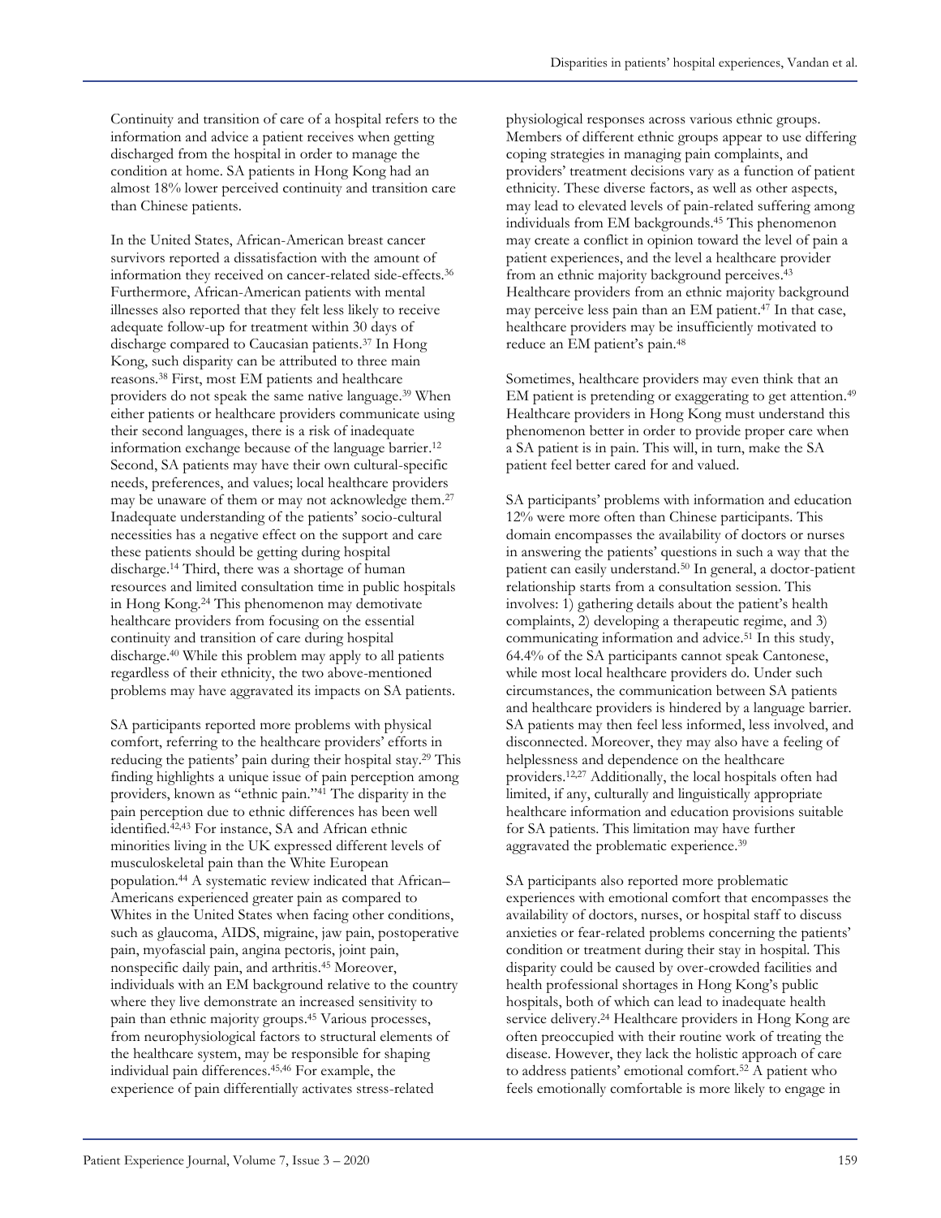Continuity and transition of care of a hospital refers to the information and advice a patient receives when getting discharged from the hospital in order to manage the condition at home. SA patients in Hong Kong had an almost 18% lower perceived continuity and transition care than Chinese patients.

In the United States, African-American breast cancer survivors reported a dissatisfaction with the amount of information they received on cancer-related side-effects.[36] Furthermore, African-American patients with mental illnesses also reported that they felt less likely to receive adequate follow-up for treatment within 30 days of discharge compared to Caucasian patients.[37] In Hong Kong, such disparity can be attributed to three main reasons.[38] First, most EM patients and healthcare providers do not speak the same native language.[39] When either patients or healthcare providers communicate using their second languages, there is a risk of inadequate information exchange because of the language barrier.[12] Second, SA patients may have their own cultural-specific needs, preferences, and values; local healthcare providers may be unaware of them or may not acknowledge them.[27] Inadequate understanding of the patients' socio-cultural necessities has a negative effect on the support and care these patients should be getting during hospital discharge.[14] Third, there was a shortage of human resources and limited consultation time in public hospitals in Hong Kong.[24] This phenomenon may demotivate healthcare providers from focusing on the essential continuity and transition of care during hospital discharge.[40] While this problem may apply to all patients regardless of their ethnicity, the two above-mentioned problems may have aggravated its impacts on SA patients.

SA participants reported more problems with physical comfort, referring to the healthcare providers' efforts in reducing the patients' pain during their hospital stay.[29] This finding highlights a unique issue of pain perception among providers, known as "ethnic pain."[41] The disparity in the pain perception due to ethnic differences has been well identified.[42,43] For instance, SA and African ethnic minorities living in the UK expressed different levels of musculoskeletal pain than the White European population.[44] A systematic review indicated that African–Americans experienced greater pain as compared to Whites in the United States when facing other conditions, such as glaucoma, AIDS, migraine, jaw pain, postoperative pain, myofascial pain, angina pectoris, joint pain, nonspecific daily pain, and arthritis.[45] Moreover, individuals with an EM background relative to the country where they live demonstrate an increased sensitivity to pain than ethnic majority groups.[45] Various processes, from neurophysiological factors to structural elements of the healthcare system, may be responsible for shaping individual pain differences.[45,46] For example, the experience of pain differentially activates stress-related physiological responses across various ethnic groups. Members of different ethnic groups appear to use differing coping strategies in managing pain complaints, and providers' treatment decisions vary as a function of patient ethnicity. These diverse factors, as well as other aspects, may lead to elevated levels of pain-related suffering among individuals from EM backgrounds.[45] This phenomenon may create a conflict in opinion toward the level of pain a patient experiences, and the level a healthcare provider from an ethnic majority background perceives.[43] Healthcare providers from an ethnic majority background may perceive less pain than an EM patient.[47] In that case, healthcare providers may be insufficiently motivated to reduce an EM patient's pain.[48]

Sometimes, healthcare providers may even think that an EM patient is pretending or exaggerating to get attention.[49] Healthcare providers in Hong Kong must understand this phenomenon better in order to provide proper care when a SA patient is in pain. This will, in turn, make the SA patient feel better cared for and valued.

SA participants' problems with information and education 12% were more often than Chinese participants. This domain encompasses the availability of doctors or nurses in answering the patients' questions in such a way that the patient can easily understand.[50] In general, a doctor-patient relationship starts from a consultation session. This involves: 1) gathering details about the patient's health complaints, 2) developing a therapeutic regime, and 3) communicating information and advice.[51] In this study, 64.4% of the SA participants cannot speak Cantonese, while most local healthcare providers do. Under such circumstances, the communication between SA patients and healthcare providers is hindered by a language barrier. SA patients may then feel less informed, less involved, and disconnected. Moreover, they may also have a feeling of helplessness and dependence on the healthcare providers.[12,27] Additionally, the local hospitals often had limited, if any, culturally and linguistically appropriate healthcare information and education provisions suitable for SA patients. This limitation may have further aggravated the problematic experience.[39]

SA participants also reported more problematic experiences with emotional comfort that encompasses the availability of doctors, nurses, or hospital staff to discuss anxieties or fear-related problems concerning the patients' condition or treatment during their stay in hospital. This disparity could be caused by over-crowded facilities and health professional shortages in Hong Kong's public hospitals, both of which can lead to inadequate health service delivery.[24] Healthcare providers in Hong Kong are often preoccupied with their routine work of treating the disease. However, they lack the holistic approach of care to address patients' emotional comfort.[52] A patient who feels emotionally comfortable is more likely to engage in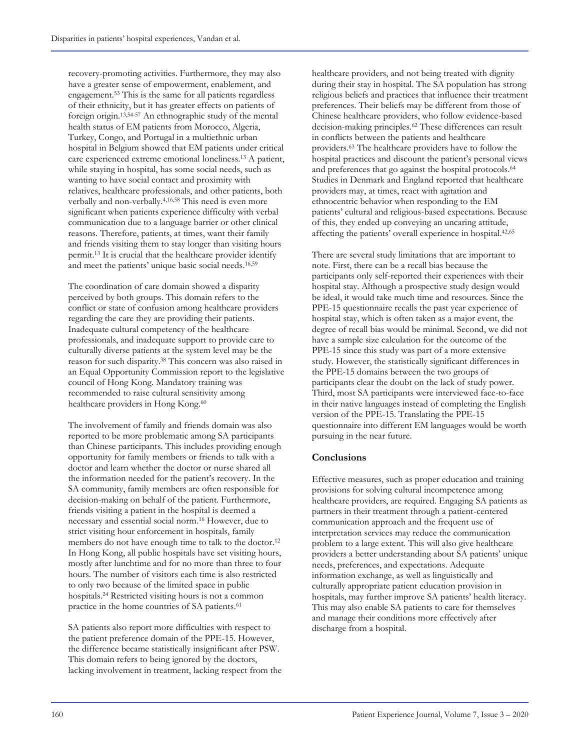recovery-promoting activities. Furthermore, they may also have a greater sense of empowerment, enablement, and engagement.[53] This is the same for all patients regardless of their ethnicity, but it has greater effects on patients of foreign origin.[13,54-57] An ethnographic study of the mental health status of EM patients from Morocco, Algeria, Turkey, Congo, and Portugal in a multiethnic urban hospital in Belgium showed that EM patients under critical care experienced extreme emotional loneliness.[13] A patient, while staying in hospital, has some social needs, such as wanting to have social contact and proximity with relatives, healthcare professionals, and other patients, both verbally and non-verbally.[4,16,58] This need is even more significant when patients experience difficulty with verbal communication due to a language barrier or other clinical reasons. Therefore, patients, at times, want their family and friends visiting them to stay longer than visiting hours permit.[13] It is crucial that the healthcare provider identify and meet the patients' unique basic social needs.[16,59]

The coordination of care domain showed a disparity perceived by both groups. This domain refers to the conflict or state of confusion among healthcare providers regarding the care they are providing their patients. Inadequate cultural competency of the healthcare professionals, and inadequate support to provide care to culturally diverse patients at the system level may be the reason for such disparity.[38] This concern was also raised in an Equal Opportunity Commission report to the legislative council of Hong Kong. Mandatory training was recommended to raise cultural sensitivity among healthcare providers in Hong Kong.[60]

The involvement of family and friends domain was also reported to be more problematic among SA participants than Chinese participants. This includes providing enough opportunity for family members or friends to talk with a doctor and learn whether the doctor or nurse shared all the information needed for the patient's recovery. In the SA community, family members are often responsible for decision-making on behalf of the patient. Furthermore, friends visiting a patient in the hospital is deemed a necessary and essential social norm.[16] However, due to strict visiting hour enforcement in hospitals, family members do not have enough time to talk to the doctor.[12] In Hong Kong, all public hospitals have set visiting hours, mostly after lunchtime and for no more than three to four hours. The number of visitors each time is also restricted to only two because of the limited space in public hospitals.[24] Restricted visiting hours is not a common practice in the home countries of SA patients.[61]

SA patients also report more difficulties with respect to the patient preference domain of the PPE-15. However, the difference became statistically insignificant after PSW. This domain refers to being ignored by the doctors, lacking involvement in treatment, lacking respect from the healthcare providers, and not being treated with dignity during their stay in hospital. The SA population has strong religious beliefs and practices that influence their treatment preferences. Their beliefs may be different from those of Chinese healthcare providers, who follow evidence-based decision-making principles.[62] These differences can result in conflicts between the patients and healthcare providers.[63] The healthcare providers have to follow the hospital practices and discount the patient's personal views and preferences that go against the hospital protocols.[64] Studies in Denmark and England reported that healthcare providers may, at times, react with agitation and ethnocentric behavior when responding to the EM patients' cultural and religious-based expectations. Because of this, they ended up conveying an uncaring attitude, affecting the patients' overall experience in hospital.[42,65]

There are several study limitations that are important to note. First, there can be a recall bias because the participants only self-reported their experiences with their hospital stay. Although a prospective study design would be ideal, it would take much time and resources. Since the PPE-15 questionnaire recalls the past year experience of hospital stay, which is often taken as a major event, the degree of recall bias would be minimal. Second, we did not have a sample size calculation for the outcome of the PPE-15 since this study was part of a more extensive study. However, the statistically significant differences in the PPE-15 domains between the two groups of participants clear the doubt on the lack of study power. Third, most SA participants were interviewed face-to-face in their native languages instead of completing the English version of the PPE-15. Translating the PPE-15 questionnaire into different EM languages would be worth pursuing in the near future.

## Conclusions

Effective measures, such as proper education and training provisions for solving cultural incompetence among healthcare providers, are required. Engaging SA patients as partners in their treatment through a patient-centered communication approach and the frequent use of interpretation services may reduce the communication problem to a large extent. This will also give healthcare providers a better understanding about SA patients' unique needs, preferences, and expectations. Adequate information exchange, as well as linguistically and culturally appropriate patient education provision in hospitals, may further improve SA patients' health literacy. This may also enable SA patients to care for themselves and manage their conditions more effectively after discharge from a hospital.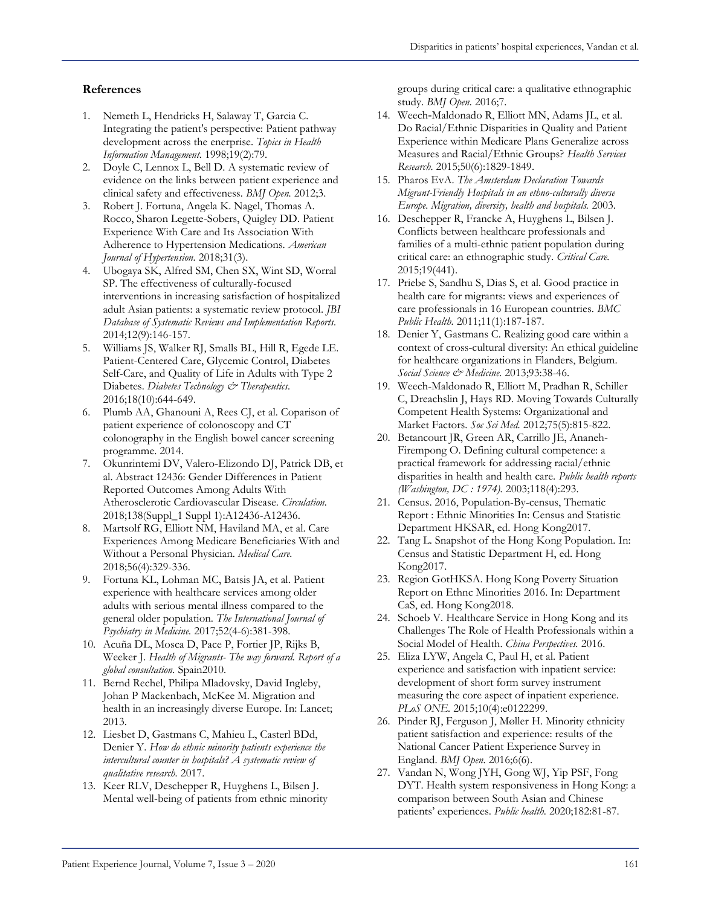## References

1. Nemeth L, Hendricks H, Salaway T, Garcia C. Integrating the patient's perspective: Patient pathway development across the enerprise. *Topics in Health Information Management.* 1998;19(2):79.
2. Doyle C, Lennox L, Bell D. A systematic review of evidence on the links between patient experience and clinical safety and effectiveness. *BMJ Open.* 2012;3.
3. Robert J. Fortuna, Angela K. Nagel, Thomas A. Rocco, Sharon Legette-Sobers, Quigley DD. Patient Experience With Care and Its Association With Adherence to Hypertension Medications. *American Journal of Hypertension.* 2018;31(3).
4. Ubogaya SK, Alfred SM, Chen SX, Wint SD, Worral SP. The effectiveness of culturally-focused interventions in increasing satisfaction of hospitalized adult Asian patients: a systematic review protocol. *JBI Database of Systematic Reviews and Implementation Reports.* 2014;12(9):146-157.
5. Williams JS, Walker RJ, Smalls BL, Hill R, Egede LE. Patient-Centered Care, Glycemic Control, Diabetes Self-Care, and Quality of Life in Adults with Type 2 Diabetes. *Diabetes Technology & Therapeutics.* 2016;18(10):644-649.
6. Plumb AA, Ghanouni A, Rees CJ, et al. Coparison of patient experience of colonoscopy and CT colonography in the English bowel cancer screening programme. 2014.
7. Okunrintemi DV, Valero-Elizondo DJ, Patrick DB, et al. Abstract 12436: Gender Differences in Patient Reported Outcomes Among Adults With Atherosclerotic Cardiovascular Disease. *Circulation.* 2018;138(Suppl_1 Suppl 1):A12436-A12436.
8. Martsolf RG, Elliott NM, Haviland MA, et al. Care Experiences Among Medicare Beneficiaries With and Without a Personal Physician. *Medical Care.* 2018;56(4):329-336.
9. Fortuna KL, Lohman MC, Batsis JA, et al. Patient experience with healthcare services among older adults with serious mental illness compared to the general older population. *The International Journal of Psychiatry in Medicine.* 2017;52(4-6):381-398.
10. Acuña DL, Mosca D, Pace P, Fortier JP, Rijks B, Weeker J. *Health of Migrants- The way forward. Report of a global consultation.* Spain2010.
11. Bernd Rechel, Philipa Mladovsky, David Ingleby, Johan P Mackenbach, McKee M. Migration and health in an increasingly diverse Europe. In: Lancet; 2013.
12. Liesbet D, Gastmans C, Mahieu L, Casterl BDd, Denier Y. *How do ethnic minority patients experience the intercultural counter in hospitals? A systematic review of qualitative research.* 2017.
13. Keer RLV, Deschepper R, Huyghens L, Bilsen J. Mental well-being of patients from ethnic minority groups during critical care: a qualitative ethnographic study. *BMJ Open.* 2016;7.
14. Weech-Maldonado R, Elliott MN, Adams JL, et al. Do Racial/Ethnic Disparities in Quality and Patient Experience within Medicare Plans Generalize across Measures and Racial/Ethnic Groups? *Health Services Research.* 2015;50(6):1829-1849.
15. Pharos EvA. *The Amsterdam Declaration Towards Migrant-Friendly Hospitals in an ethno-culturally diverse Europe. Migration, diversity, health and hospitals.* 2003.
16. Deschepper R, Francke A, Huyghens L, Bilsen J. Conflicts between healthcare professionals and families of a multi-ethnic patient population during critical care: an ethnographic study. *Critical Care.* 2015;19(441).
17. Priebe S, Sandhu S, Dias S, et al. Good practice in health care for migrants: views and experiences of care professionals in 16 European countries. *BMC Public Health.* 2011;11(1):187-187.
18. Denier Y, Gastmans C. Realizing good care within a context of cross-cultural diversity: An ethical guideline for healthcare organizations in Flanders, Belgium. *Social Science & Medicine.* 2013;93:38-46.
19. Weech-Maldonado R, Elliott M, Pradhan R, Schiller C, Dreachslin J, Hays RD. Moving Towards Culturally Competent Health Systems: Organizational and Market Factors. *Soc Sci Med.* 2012;75(5):815-822.
20. Betancourt JR, Green AR, Carrillo JE, Ananeh-Firempong O. Defining cultural competence: a practical framework for addressing racial/ethnic disparities in health and health care. *Public health reports (Washington, DC : 1974).* 2003;118(4):293.
21. Census. 2016, Population-By-census, Thematic Report : Ethnic Minorities In: Census and Statistic Department HKSAR, ed. Hong Kong2017.
22. Tang L. Snapshot of the Hong Kong Population. In: Census and Statistic Department H, ed. Hong Kong2017.
23. Region GotHKSA. Hong Kong Poverty Situation Report on Ethnc Minorities 2016. In: Department CaS, ed. Hong Kong2018.
24. Schoeb V. Healthcare Service in Hong Kong and its Challenges The Role of Health Professionals within a Social Model of Health. *China Perspectives.* 2016.
25. Eliza LYW, Angela C, Paul H, et al. Patient experience and satisfaction with inpatient service: development of short form survey instrument measuring the core aspect of inpatient experience. *PLoS ONE.* 2015;10(4):e0122299.
26. Pinder RJ, Ferguson J, Møller H. Minority ethnicity patient satisfaction and experience: results of the National Cancer Patient Experience Survey in England. *BMJ Open.* 2016;6(6).
27. Vandan N, Wong JYH, Gong WJ, Yip PSF, Fong DYT. Health system responsiveness in Hong Kong: a comparison between South Asian and Chinese patients' experiences. *Public health.* 2020;182:81-87.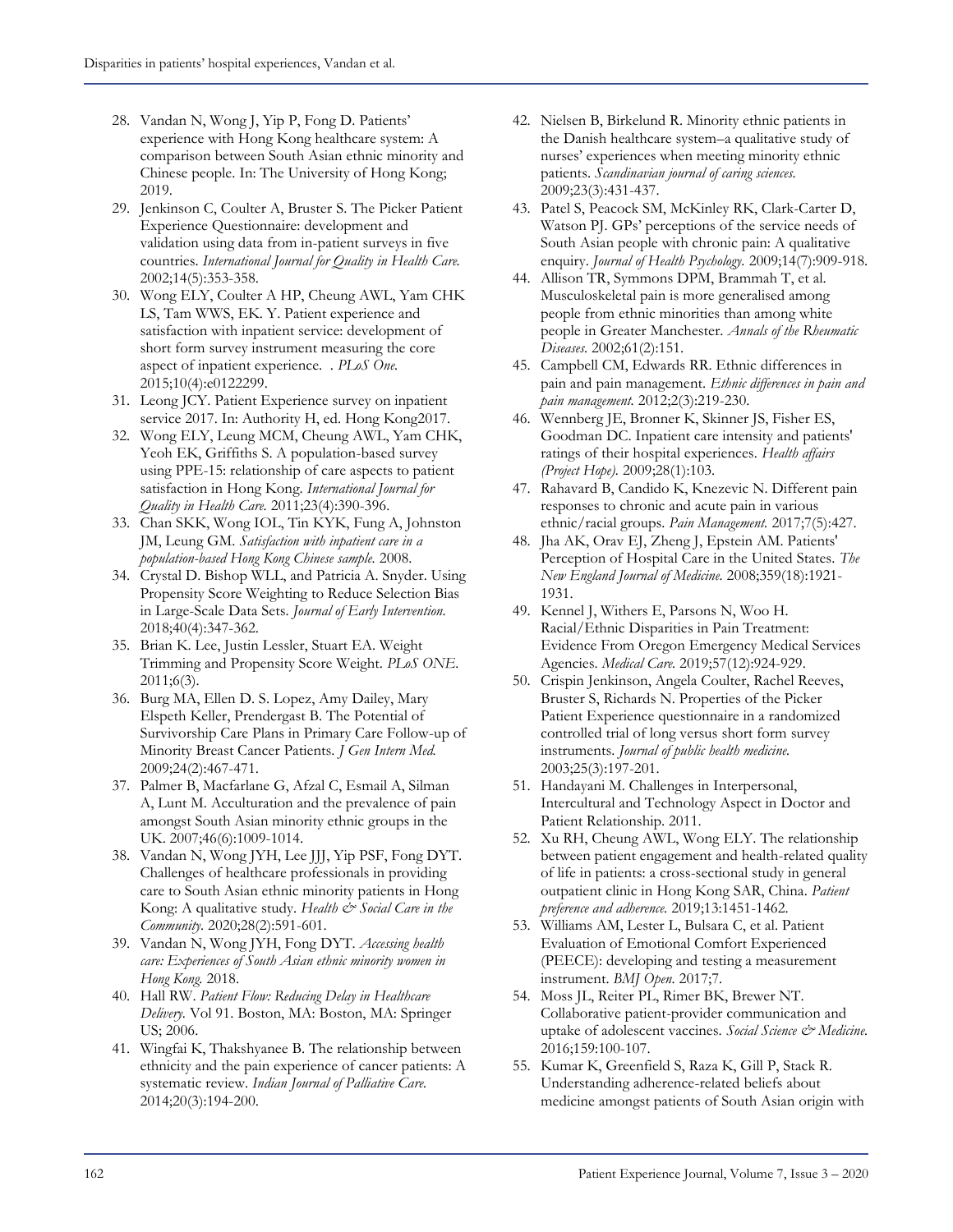28. Vandan N, Wong J, Yip P, Fong D. Patients' experience with Hong Kong healthcare system: A comparison between South Asian ethnic minority and Chinese people. In: The University of Hong Kong; 2019.
29. Jenkinson C, Coulter A, Bruster S. The Picker Patient Experience Questionnaire: development and validation using data from in-patient surveys in five countries. *International Journal for Quality in Health Care.* 2002;14(5):353-358.
30. Wong ELY, Coulter A HP, Cheung AWL, Yam CHK LS, Tam WWS, EK. Y. Patient experience and satisfaction with inpatient service: development of short form survey instrument measuring the core aspect of inpatient experience. . *PLoS One.* 2015;10(4):e0122299.
31. Leong JCY. Patient Experience survey on inpatient service 2017. In: Authority H, ed. Hong Kong2017.
32. Wong ELY, Leung MCM, Cheung AWL, Yam CHK, Yeoh EK, Griffiths S. A population-based survey using PPE-15: relationship of care aspects to patient satisfaction in Hong Kong. *International Journal for Quality in Health Care.* 2011;23(4):390-396.
33. Chan SKK, Wong IOL, Tin KYK, Fung A, Johnston JM, Leung GM. *Satisfaction with inpatient care in a population-based Hong Kong Chinese sample.* 2008.
34. Crystal D. Bishop WLL, and Patricia A. Snyder. Using Propensity Score Weighting to Reduce Selection Bias in Large-Scale Data Sets. *Journal of Early Intervention.* 2018;40(4):347-362.
35. Brian K. Lee, Justin Lessler, Stuart EA. Weight Trimming and Propensity Score Weight. *PLoS ONE.* 2011;6(3).
36. Burg MA, Ellen D. S. Lopez, Amy Dailey, Mary Elspeth Keller, Prendergast B. The Potential of Survivorship Care Plans in Primary Care Follow-up of Minority Breast Cancer Patients. *J Gen Intern Med.* 2009;24(2):467-471.
37. Palmer B, Macfarlane G, Afzal C, Esmail A, Silman A, Lunt M. Acculturation and the prevalence of pain amongst South Asian minority ethnic groups in the UK. 2007;46(6):1009-1014.
38. Vandan N, Wong JYH, Lee JJJ, Yip PSF, Fong DYT. Challenges of healthcare professionals in providing care to South Asian ethnic minority patients in Hong Kong: A qualitative study. *Health & Social Care in the Community.* 2020;28(2):591-601.
39. Vandan N, Wong JYH, Fong DYT. *Accessing health care: Experiences of South Asian ethnic minority women in Hong Kong.* 2018.
40. Hall RW. *Patient Flow: Reducing Delay in Healthcare Delivery.* Vol 91. Boston, MA: Boston, MA: Springer US; 2006.
41. Wingfai K, Thakshyanee B. The relationship between ethnicity and the pain experience of cancer patients: A systematic review. *Indian Journal of Palliative Care.* 2014;20(3):194-200.
42. Nielsen B, Birkelund R. Minority ethnic patients in the Danish healthcare system–a qualitative study of nurses' experiences when meeting minority ethnic patients. *Scandinavian journal of caring sciences.* 2009;23(3):431-437.
43. Patel S, Peacock SM, McKinley RK, Clark-Carter D, Watson PJ. GPs' perceptions of the service needs of South Asian people with chronic pain: A qualitative enquiry. *Journal of Health Psychology.* 2009;14(7):909-918.
44. Allison TR, Symmons DPM, Brammah T, et al. Musculoskeletal pain is more generalised among people from ethnic minorities than among white people in Greater Manchester. *Annals of the Rheumatic Diseases.* 2002;61(2):151.
45. Campbell CM, Edwards RR. Ethnic differences in pain and pain management. *Ethnic differences in pain and pain management.* 2012;2(3):219-230.
46. Wennberg JE, Bronner K, Skinner JS, Fisher ES, Goodman DC. Inpatient care intensity and patients' ratings of their hospital experiences. *Health affairs (Project Hope).* 2009;28(1):103.
47. Rahavard B, Candido K, Knezevic N. Different pain responses to chronic and acute pain in various ethnic/racial groups. *Pain Management.* 2017;7(5):427.
48. Jha AK, Orav EJ, Zheng J, Epstein AM. Patients' Perception of Hospital Care in the United States. *The New England Journal of Medicine.* 2008;359(18):1921-1931.
49. Kennel J, Withers E, Parsons N, Woo H. Racial/Ethnic Disparities in Pain Treatment: Evidence From Oregon Emergency Medical Services Agencies. *Medical Care.* 2019;57(12):924-929.
50. Crispin Jenkinson, Angela Coulter, Rachel Reeves, Bruster S, Richards N. Properties of the Picker Patient Experience questionnaire in a randomized controlled trial of long versus short form survey instruments. *Journal of public health medicine.* 2003;25(3):197-201.
51. Handayani M. Challenges in Interpersonal, Intercultural and Technology Aspect in Doctor and Patient Relationship. 2011.
52. Xu RH, Cheung AWL, Wong ELY. The relationship between patient engagement and health-related quality of life in patients: a cross-sectional study in general outpatient clinic in Hong Kong SAR, China. *Patient preference and adherence.* 2019;13:1451-1462.
53. Williams AM, Lester L, Bulsara C, et al. Patient Evaluation of Emotional Comfort Experienced (PEECE): developing and testing a measurement instrument. *BMJ Open.* 2017;7.
54. Moss JL, Reiter PL, Rimer BK, Brewer NT. Collaborative patient-provider communication and uptake of adolescent vaccines. *Social Science & Medicine.* 2016;159:100-107.
55. Kumar K, Greenfield S, Raza K, Gill P, Stack R. Understanding adherence-related beliefs about medicine amongst patients of South Asian origin with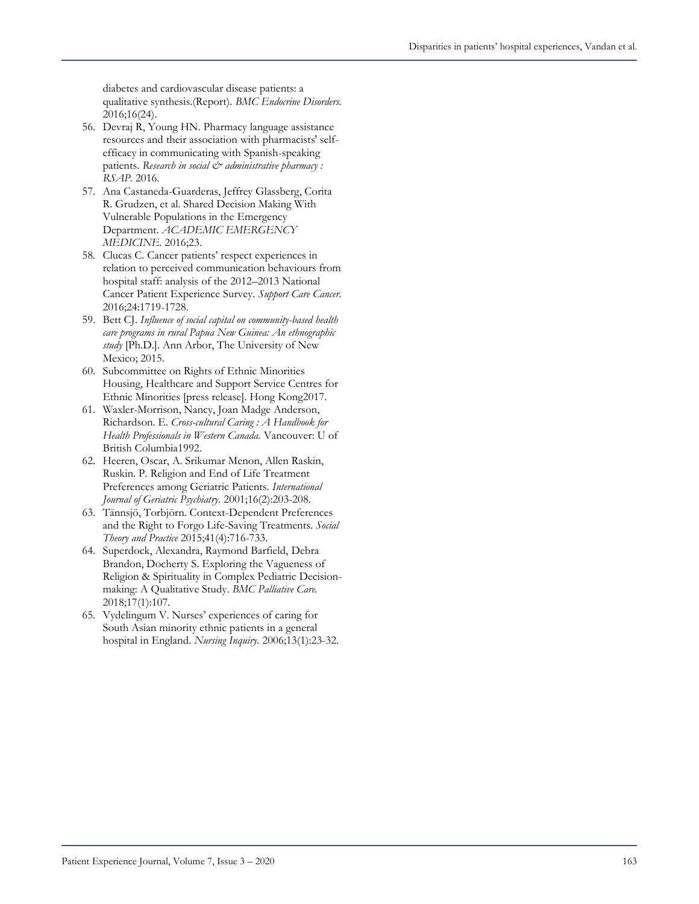diabetes and cardiovascular disease patients: a qualitative synthesis.(Report). *BMC Endocrine Disorders.* 2016;16(24).

56. Devraj R, Young HN. Pharmacy language assistance resources and their association with pharmacists' self-efficacy in communicating with Spanish-speaking patients. *Research in social & administrative pharmacy : RSAP.* 2016.
57. Ana Castaneda-Guarderas, Jeffrey Glassberg, Corita R. Grudzen, et al. Shared Decision Making With Vulnerable Populations in the Emergency Department. *ACADEMIC EMERGENCY MEDICINE.* 2016;23.
58. Clucas C. Cancer patients' respect experiences in relation to perceived communication behaviours from hospital staff: analysis of the 2012–2013 National Cancer Patient Experience Survey. *Support Care Cancer.* 2016;24:1719-1728.
59. Bett CJ. *Influence of social capital on community-based health care programs in rural Papua New Guinea: An ethnographic study* [Ph.D.]. Ann Arbor, The University of New Mexico; 2015.
60. Subcommittee on Rights of Ethnic Minorities Housing, Healthcare and Support Service Centres for Ethnic Minorities [press release]. Hong Kong2017.
61. Waxler-Morrison, Nancy, Joan Madge Anderson, Richardson. E. *Cross-cultural Caring : A Handbook for Health Professionals in Western Canada.* Vancouver: U of British Columbia1992.
62. Heeren, Oscar, A. Srikumar Menon, Allen Raskin, Ruskin. P. Religion and End of Life Treatment Preferences among Geriatric Patients. *International Journal of Geriatric Psychiatry.* 2001;16(2):203-208.
63. Tännsjö, Torbjörn. Context-Dependent Preferences and the Right to Forgo Life-Saving Treatments. *Social Theory and Practice* 2015;41(4):716-733.
64. Superdock, Alexandra, Raymond Barfield, Debra Brandon, Docherty S. Exploring the Vagueness of Religion & Spirituality in Complex Pediatric Decision-making: A Qualitative Study. *BMC Palliative Care.* 2018;17(1):107.
65. Vydelingum V. Nurses' experiences of caring for South Asian minority ethnic patients in a general hospital in England. *Nursing Inquiry.* 2006;13(1):23-32.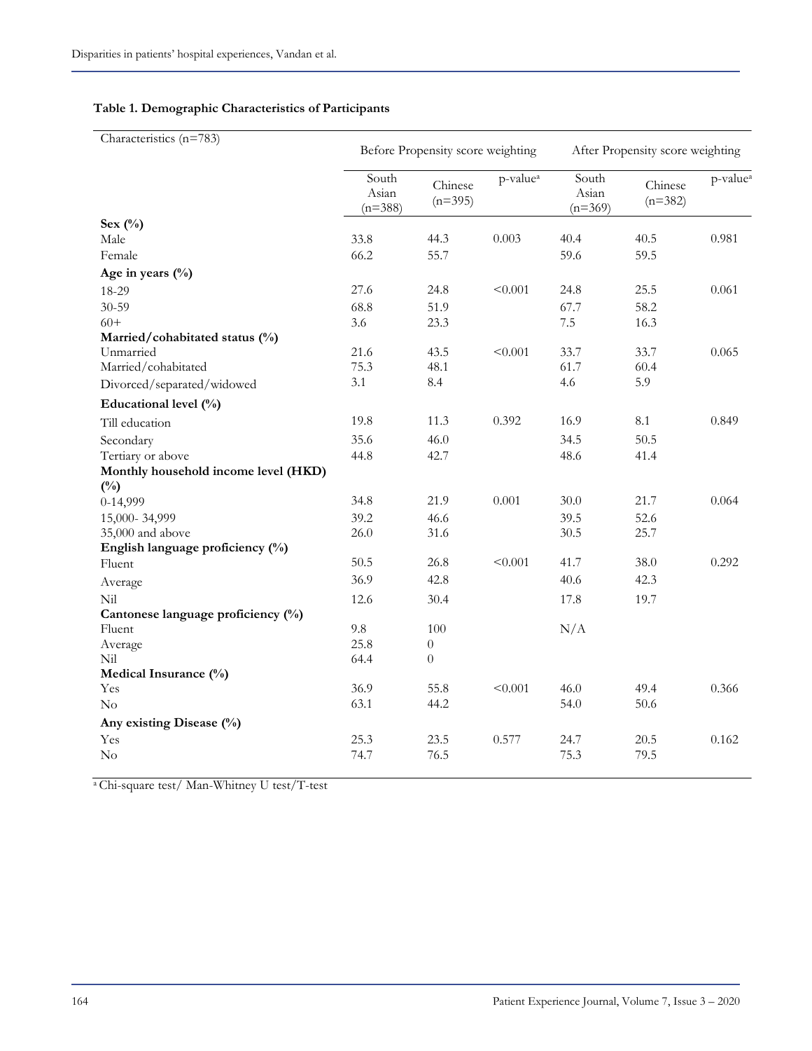**Table 1. Demographic Characteristics of Participants**

| Characteristics (n=783) | Before Propensity score weighting | | | After Propensity score weighting | | |
|---|---|---|---|---|---|---|
| | South Asian (n=388) | Chinese (n=395) | p-value[a] | South Asian (n=369) | Chinese (n=382) | p-value[a] |
| **Sex (%)** | | | | | | |
| Male | 33.8 | 44.3 | 0.003 | 40.4 | 40.5 | 0.981 |
| Female | 66.2 | 55.7 | | 59.6 | 59.5 | |
| **Age in years (%)** | | | | | | |
| 18-29 | 27.6 | 24.8 | <0.001 | 24.8 | 25.5 | 0.061 |
| 30-59 | 68.8 | 51.9 | | 67.7 | 58.2 | |
| 60+ | 3.6 | 23.3 | | 7.5 | 16.3 | |
| **Married/cohabitated status (%)** | | | | | | |
| Unmarried | 21.6 | 43.5 | <0.001 | 33.7 | 33.7 | 0.065 |
| Married/cohabitated | 75.3 | 48.1 | | 61.7 | 60.4 | |
| Divorced/separated/widowed | 3.1 | 8.4 | | 4.6 | 5.9 | |
| **Educational level (%)** | | | | | | |
| Till education | 19.8 | 11.3 | 0.392 | 16.9 | 8.1 | 0.849 |
| Secondary | 35.6 | 46.0 | | 34.5 | 50.5 | |
| Tertiary or above | 44.8 | 42.7 | | 48.6 | 41.4 | |
| **Monthly household income level (HKD) (%)** | | | | | | |
| 0-14,999 | 34.8 | 21.9 | 0.001 | 30.0 | 21.7 | 0.064 |
| 15,000- 34,999 | 39.2 | 46.6 | | 39.5 | 52.6 | |
| 35,000 and above | 26.0 | 31.6 | | 30.5 | 25.7 | |
| **English language proficiency (%)** | | | | | | |
| Fluent | 50.5 | 26.8 | <0.001 | 41.7 | 38.0 | 0.292 |
| Average | 36.9 | 42.8 | | 40.6 | 42.3 | |
| Nil | 12.6 | 30.4 | | 17.8 | 19.7 | |
| **Cantonese language proficiency (%)** | | | | | | |
| Fluent | 9.8 | 100 | | N/A | | |
| Average | 25.8 | 0 | | | | |
| Nil | 64.4 | 0 | | | | |
| **Medical Insurance (%)** | | | | | | |
| Yes | 36.9 | 55.8 | <0.001 | 46.0 | 49.4 | 0.366 |
| No | 63.1 | 44.2 | | 54.0 | 50.6 | |
| **Any existing Disease (%)** | | | | | | |
| Yes | 25.3 | 23.5 | 0.577 | 24.7 | 20.5 | 0.162 |
| No | 74.7 | 76.5 | | 75.3 | 79.5 | |

[a] Chi-square test/ Man-Whitney U test/T-test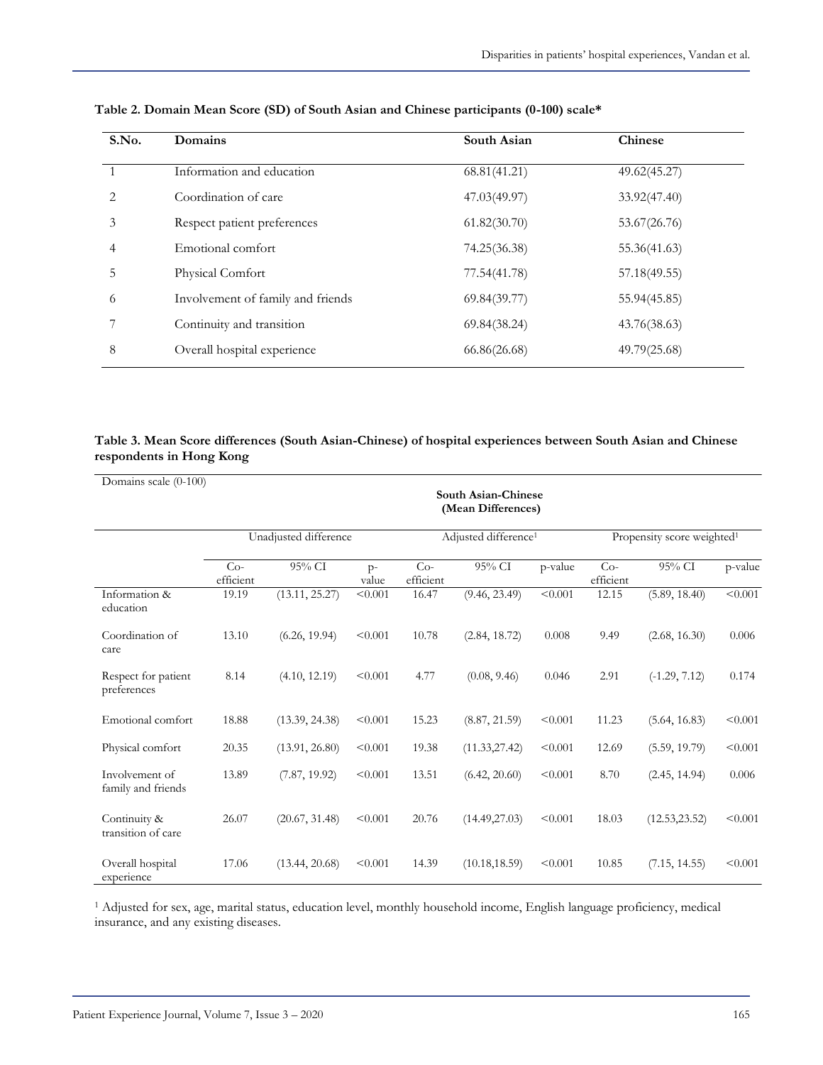**Table 2. Domain Mean Score (SD) of South Asian and Chinese participants (0-100) scale***

| S.No. | Domains | South Asian | Chinese |
|---|---|---|---|
| 1 | Information and education | 68.81(41.21) | 49.62(45.27) |
| 2 | Coordination of care | 47.03(49.97) | 33.92(47.40) |
| 3 | Respect patient preferences | 61.82(30.70) | 53.67(26.76) |
| 4 | Emotional comfort | 74.25(36.38) | 55.36(41.63) |
| 5 | Physical Comfort | 77.54(41.78) | 57.18(49.55) |
| 6 | Involvement of family and friends | 69.84(39.77) | 55.94(45.85) |
| 7 | Continuity and transition | 69.84(38.24) | 43.76(38.63) |
| 8 | Overall hospital experience | 66.86(26.68) | 49.79(25.68) |

**Table 3. Mean Score differences (South Asian-Chinese) of hospital experiences between South Asian and Chinese respondents in Hong Kong**

| Domains scale (0-100) | South Asian-Chinese (Mean Differences) | | | | | | | | |
|---|---|---|---|---|---|---|---|---|---|
| | Unadjusted difference | | | Adjusted difference[1] | | | Propensity score weighted[1] | | |
| | Co-efficient | 95% CI | p-value | Co-efficient | 95% CI | p-value | Co-efficient | 95% CI | p-value |
| Information & education | 19.19 | (13.11, 25.27) | <0.001 | 16.47 | (9.46, 23.49) | <0.001 | 12.15 | (5.89, 18.40) | <0.001 |
| Coordination of care | 13.10 | (6.26, 19.94) | <0.001 | 10.78 | (2.84, 18.72) | 0.008 | 9.49 | (2.68, 16.30) | 0.006 |
| Respect for patient preferences | 8.14 | (4.10, 12.19) | <0.001 | 4.77 | (0.08, 9.46) | 0.046 | 2.91 | (-1.29, 7.12) | 0.174 |
| Emotional comfort | 18.88 | (13.39, 24.38) | <0.001 | 15.23 | (8.87, 21.59) | <0.001 | 11.23 | (5.64, 16.83) | <0.001 |
| Physical comfort | 20.35 | (13.91, 26.80) | <0.001 | 19.38 | (11.33,27.42) | <0.001 | 12.69 | (5.59, 19.79) | <0.001 |
| Involvement of family and friends | 13.89 | (7.87, 19.92) | <0.001 | 13.51 | (6.42, 20.60) | <0.001 | 8.70 | (2.45, 14.94) | 0.006 |
| Continuity & transition of care | 26.07 | (20.67, 31.48) | <0.001 | 20.76 | (14.49,27.03) | <0.001 | 18.03 | (12.53,23.52) | <0.001 |
| Overall hospital experience | 17.06 | (13.44, 20.68) | <0.001 | 14.39 | (10.18,18.59) | <0.001 | 10.85 | (7.15, 14.55) | <0.001 |

[1] Adjusted for sex, age, marital status, education level, monthly household income, English language proficiency, medical insurance, and any existing diseases.